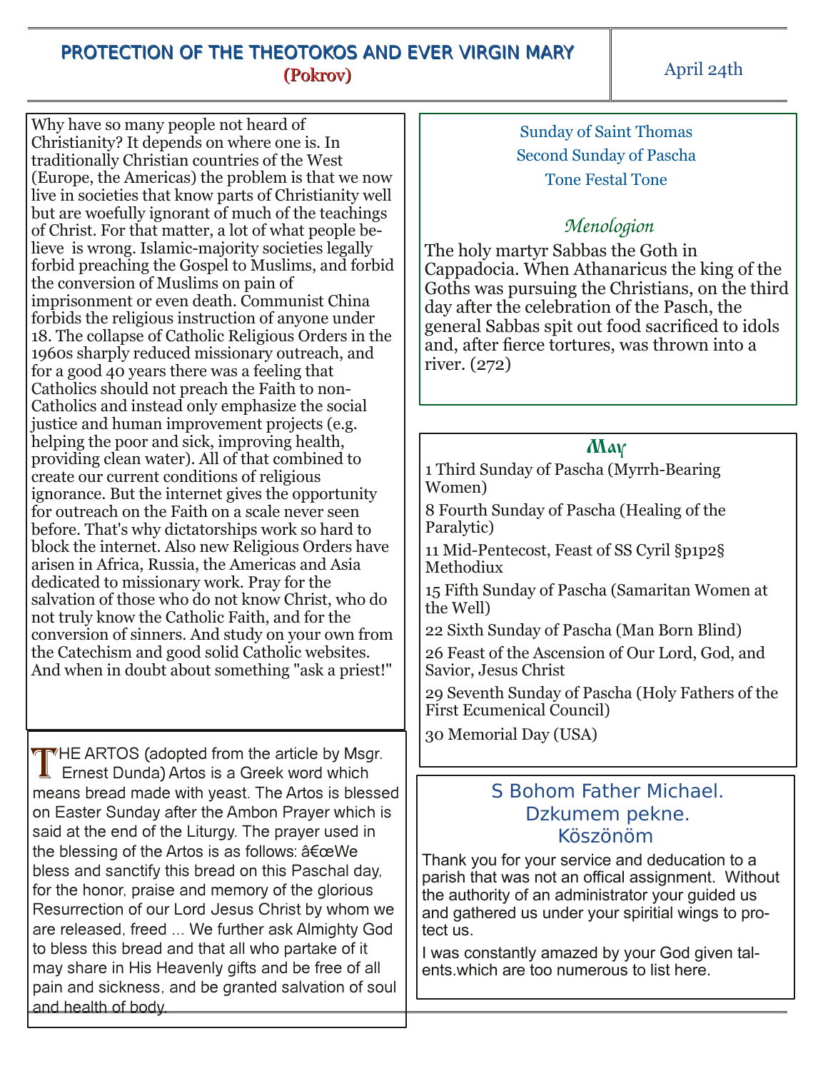# PROTECTION OF THE THEOTOKOS AND EVER VIRGIN MARY

## (Pokrov)

April 24th

Why have so many people not heard of Christianity? It depends on where one is. In traditionally Christian countries of the West (Europe, the Americas) the problem is that we now live in societies that know parts of Christianity well but are woefully ignorant of much of the teachings of Christ. For that matter, a lot of what people believe is wrong. Islamic-majority societies legally forbid preaching the Gospel to Muslims, and forbid the conversion of Muslims on pain of imprisonment or even death. Communist China forbids the religious instruction of anyone under 18. The collapse of Catholic Religious Orders in the 1960s sharply reduced missionary outreach, and for a good 40 years there was a feeling that Catholics should not preach the Faith to non-Catholics and instead only emphasize the social justice and human improvement projects (e.g. helping the poor and sick, improving health, providing clean water). All of that combined to create our current conditions of religious ignorance. But the internet gives the opportunity for outreach on the Faith on a scale never seen before. That's why dictatorships work so hard to block the internet. Also new Religious Orders have arisen in Africa, Russia, the Americas and Asia dedicated to missionary work. Pray for the salvation of those who do not know Christ, who do not truly know the Catholic Faith, and for the conversion of sinners. And study on your own from the Catechism and good solid Catholic websites. And when in doubt about something "ask a priest!"

THE ARTOS (adopted from the article by Msgr. Ernest Dunda) Artos is a Greek word which means bread made with yeast. The Artos is blessed on Easter Sunday after the Ambon Prayer which is said at the end of the Liturgy. The prayer used in the blessing of the Artos is as follows: â€œWe bless and sanctify this bread on this Paschal day, for the honor, praise and memory of the glorious Resurrection of our Lord Jesus Christ by whom we are released, freed ... We further ask Almighty God to bless this bread and that all who partake of it may share in His Heavenly gifts and be free of all pain and sickness, and be granted salvation of soul and health of body.

Sunday of Saint Thomas
Second Sunday of Pascha
Tone Festal Tone

### *Menologion*

The holy martyr Sabbas the Goth in Cappadocia. When Athanaricus the king of the Goths was pursuing the Christians, on the third day after the celebration of the Pasch, the general Sabbas spit out food sacrificed to idols and, after fierce tortures, was thrown into a river. (272)

### May

1 Third Sunday of Pascha (Myrrh-Bearing Women)

8 Fourth Sunday of Pascha (Healing of the Paralytic)

11 Mid-Pentecost, Feast of SS Cyril §p1p2§ Methodiux

15 Fifth Sunday of Pascha (Samaritan Women at the Well)

22 Sixth Sunday of Pascha (Man Born Blind)

26 Feast of the Ascension of Our Lord, God, and Savior, Jesus Christ

29 Seventh Sunday of Pascha (Holy Fathers of the First Ecumenical Council)

30 Memorial Day (USA)

### S Bohom Father Michael.
### Dzkumem pekne.
### Köszönöm

Thank you for your service and deducation to a parish that was not an offical assignment. Without the authority of an administrator your guided us and gathered us under your spiritial wings to protect us.

I was constantly amazed by your God given talents.which are too numerous to list here.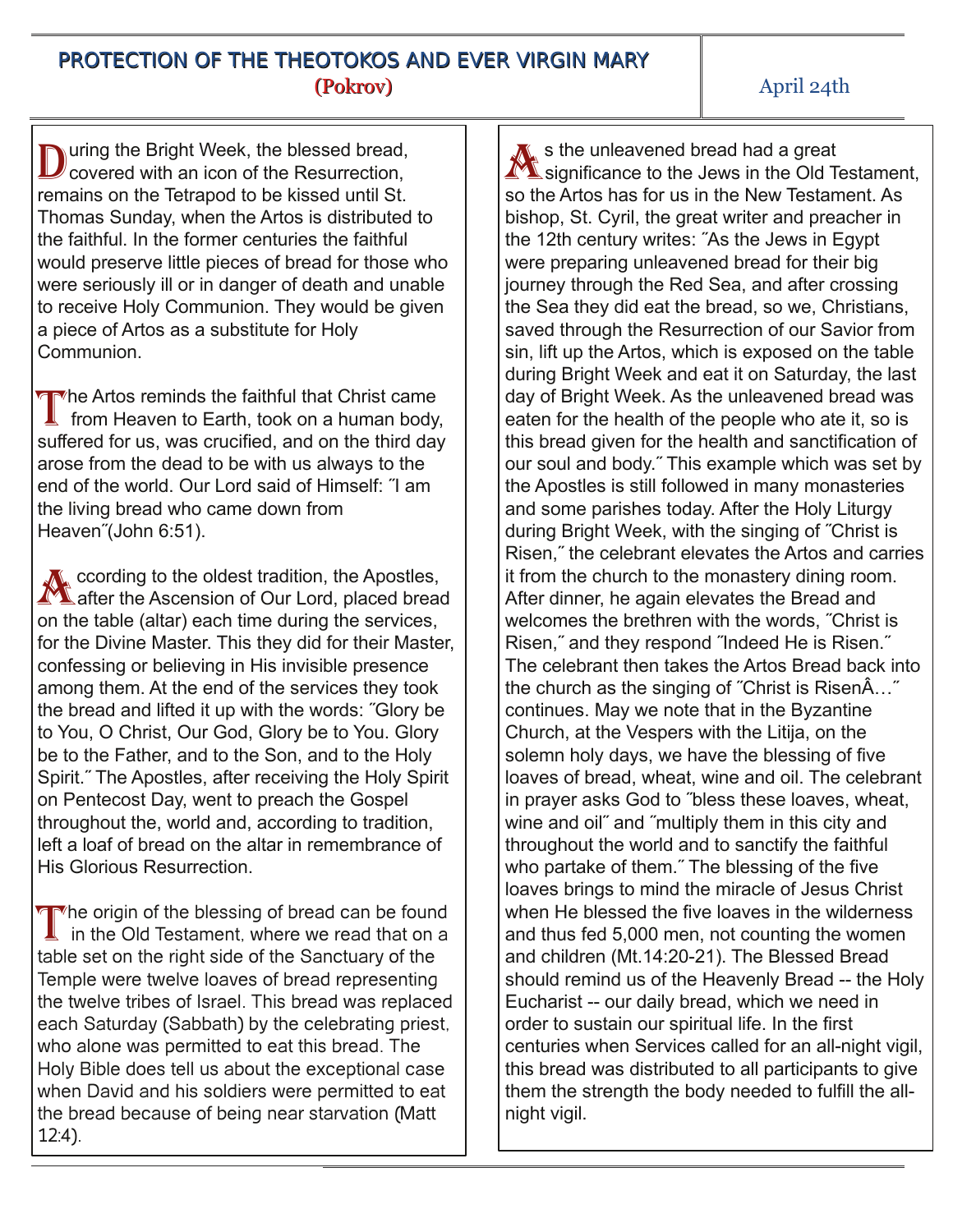PROTECTION OF THE THEOTOKOS AND EVER VIRGIN MARY
(Pokrov)

April 24th

During the Bright Week, the blessed bread, covered with an icon of the Resurrection, remains on the Tetrapod to be kissed until St. Thomas Sunday, when the Artos is distributed to the faithful. In the former centuries the faithful would preserve little pieces of bread for those who were seriously ill or in danger of death and unable to receive Holy Communion. They would be given a piece of Artos as a substitute for Holy Communion.

The Artos reminds the faithful that Christ came from Heaven to Earth, took on a human body, suffered for us, was crucified, and on the third day arose from the dead to be with us always to the end of the world. Our Lord said of Himself: ˝I am the living bread who came down from Heaven˝(John 6:51).

According to the oldest tradition, the Apostles, after the Ascension of Our Lord, placed bread on the table (altar) each time during the services, for the Divine Master. This they did for their Master, confessing or believing in His invisible presence among them. At the end of the services they took the bread and lifted it up with the words: ˝Glory be to You, O Christ, Our God, Glory be to You. Glory be to the Father, and to the Son, and to the Holy Spirit.˝ The Apostles, after receiving the Holy Spirit on Pentecost Day, went to preach the Gospel throughout the, world and, according to tradition, left a loaf of bread on the altar in remembrance of His Glorious Resurrection.

The origin of the blessing of bread can be found in the Old Testament, where we read that on a table set on the right side of the Sanctuary of the Temple were twelve loaves of bread representing the twelve tribes of Israel. This bread was replaced each Saturday (Sabbath) by the celebrating priest, who alone was permitted to eat this bread. The Holy Bible does tell us about the exceptional case when David and his soldiers were permitted to eat the bread because of being near starvation (Matt 12:4).

As the unleavened bread had a great significance to the Jews in the Old Testament, so the Artos has for us in the New Testament. As bishop, St. Cyril, the great writer and preacher in the 12th century writes: ˝As the Jews in Egypt were preparing unleavened bread for their big journey through the Red Sea, and after crossing the Sea they did eat the bread, so we, Christians, saved through the Resurrection of our Savior from sin, lift up the Artos, which is exposed on the table during Bright Week and eat it on Saturday, the last day of Bright Week. As the unleavened bread was eaten for the health of the people who ate it, so is this bread given for the health and sanctification of our soul and body.˝ This example which was set by the Apostles is still followed in many monasteries and some parishes today. After the Holy Liturgy during Bright Week, with the singing of ˝Christ is Risen,˝ the celebrant elevates the Artos and carries it from the church to the monastery dining room. After dinner, he again elevates the Bread and welcomes the brethren with the words, ˝Christ is Risen,˝ and they respond ˝Indeed He is Risen.˝ The celebrant then takes the Artos Bread back into the church as the singing of ˝Christ is RisenÂ…˝ continues. May we note that in the Byzantine Church, at the Vespers with the Litija, on the solemn holy days, we have the blessing of five loaves of bread, wheat, wine and oil. The celebrant in prayer asks God to ˝bless these loaves, wheat, wine and oil˝ and ˝multiply them in this city and throughout the world and to sanctify the faithful who partake of them.˝ The blessing of the five loaves brings to mind the miracle of Jesus Christ when He blessed the five loaves in the wilderness and thus fed 5,000 men, not counting the women and children (Mt.14:20-21). The Blessed Bread should remind us of the Heavenly Bread -- the Holy Eucharist -- our daily bread, which we need in order to sustain our spiritual life. In the first centuries when Services called for an all-night vigil, this bread was distributed to all participants to give them the strength the body needed to fulfill the all-night vigil.